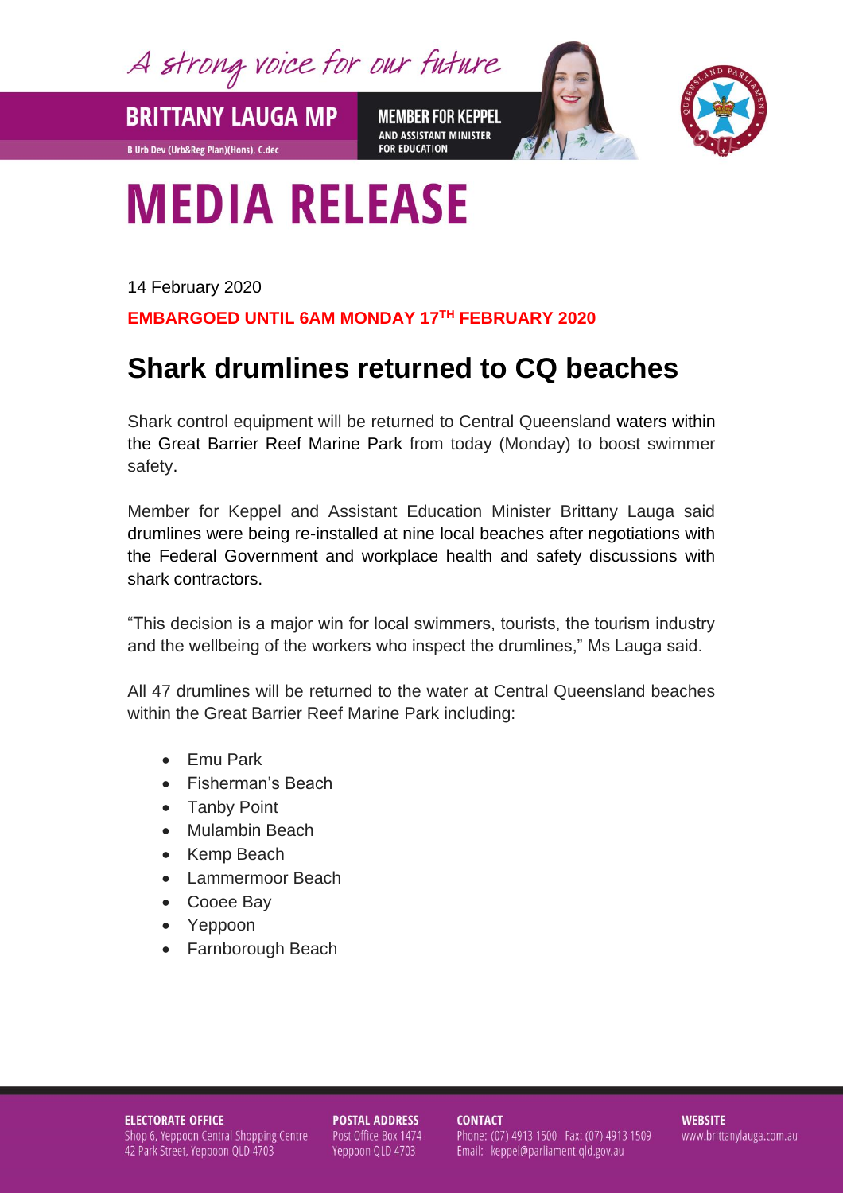A strong voice for our future

**BRITTANY LAUGA MP**

B Urb Dev (Urb&Reg Plan)(Hons), C.dec

**MEMBER FOR KEPPEL**
AND ASSISTANT MINISTER FOR EDUCATION

# MEDIA RELEASE

14 February 2020

**EMBARGOED UNTIL 6AM MONDAY 17TH FEBRUARY 2020**

## Shark drumlines returned to CQ beaches

Shark control equipment will be returned to Central Queensland waters within the Great Barrier Reef Marine Park from today (Monday) to boost swimmer safety.

Member for Keppel and Assistant Education Minister Brittany Lauga said drumlines were being re-installed at nine local beaches after negotiations with the Federal Government and workplace health and safety discussions with shark contractors.

“This decision is a major win for local swimmers, tourists, the tourism industry and the wellbeing of the workers who inspect the drumlines,” Ms Lauga said.

All 47 drumlines will be returned to the water at Central Queensland beaches within the Great Barrier Reef Marine Park including:

- Emu Park
- Fisherman’s Beach
- Tanby Point
- Mulambin Beach
- Kemp Beach
- Lammermoor Beach
- Cooee Bay
- Yeppoon
- Farnborough Beach

**ELECTORATE OFFICE**
Shop 6, Yeppoon Central Shopping Centre
42 Park Street, Yeppoon QLD 4703

**POSTAL ADDRESS**
Post Office Box 1474
Yeppoon QLD 4703

**CONTACT**
Phone: (07) 4913 1500 Fax: (07) 4913 1509
Email: keppel@parliament.qld.gov.au

**WEBSITE**
www.brittanylauga.com.au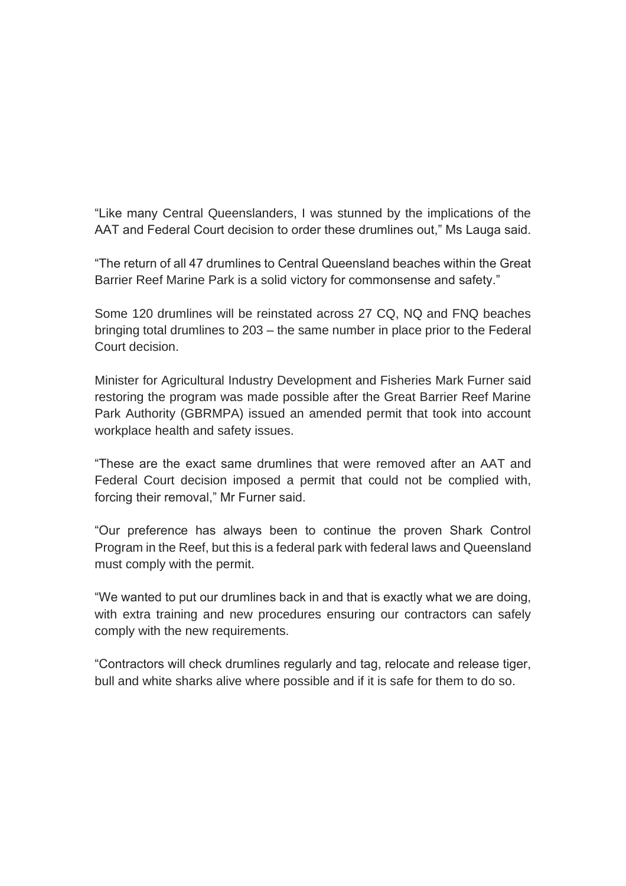"Like many Central Queenslanders, I was stunned by the implications of the AAT and Federal Court decision to order these drumlines out," Ms Lauga said.

"The return of all 47 drumlines to Central Queensland beaches within the Great Barrier Reef Marine Park is a solid victory for commonsense and safety."

Some 120 drumlines will be reinstated across 27 CQ, NQ and FNQ beaches bringing total drumlines to 203 – the same number in place prior to the Federal Court decision.

Minister for Agricultural Industry Development and Fisheries Mark Furner said restoring the program was made possible after the Great Barrier Reef Marine Park Authority (GBRMPA) issued an amended permit that took into account workplace health and safety issues.

"These are the exact same drumlines that were removed after an AAT and Federal Court decision imposed a permit that could not be complied with, forcing their removal," Mr Furner said.

"Our preference has always been to continue the proven Shark Control Program in the Reef, but this is a federal park with federal laws and Queensland must comply with the permit.

"We wanted to put our drumlines back in and that is exactly what we are doing, with extra training and new procedures ensuring our contractors can safely comply with the new requirements.

"Contractors will check drumlines regularly and tag, relocate and release tiger, bull and white sharks alive where possible and if it is safe for them to do so.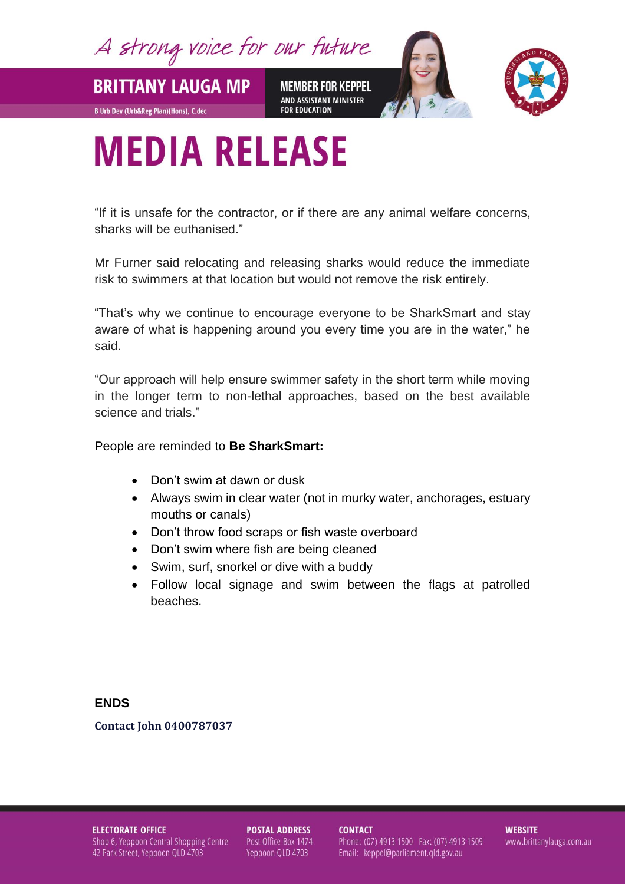"If it is unsafe for the contractor, or if there are any animal welfare concerns, sharks will be euthanised."

Mr Furner said relocating and releasing sharks would reduce the immediate risk to swimmers at that location but would not remove the risk entirely.

"That's why we continue to encourage everyone to be SharkSmart and stay aware of what is happening around you every time you are in the water," he said.

"Our approach will help ensure swimmer safety in the short term while moving in the longer term to non-lethal approaches, based on the best available science and trials."

People are reminded to **Be SharkSmart:**

- Don't swim at dawn or dusk
- Always swim in clear water (not in murky water, anchorages, estuary mouths or canals)
- Don't throw food scraps or fish waste overboard
- Don't swim where fish are being cleaned
- Swim, surf, snorkel or dive with a buddy
- Follow local signage and swim between the flags at patrolled beaches.

**ENDS**

**Contact John 0400787037**